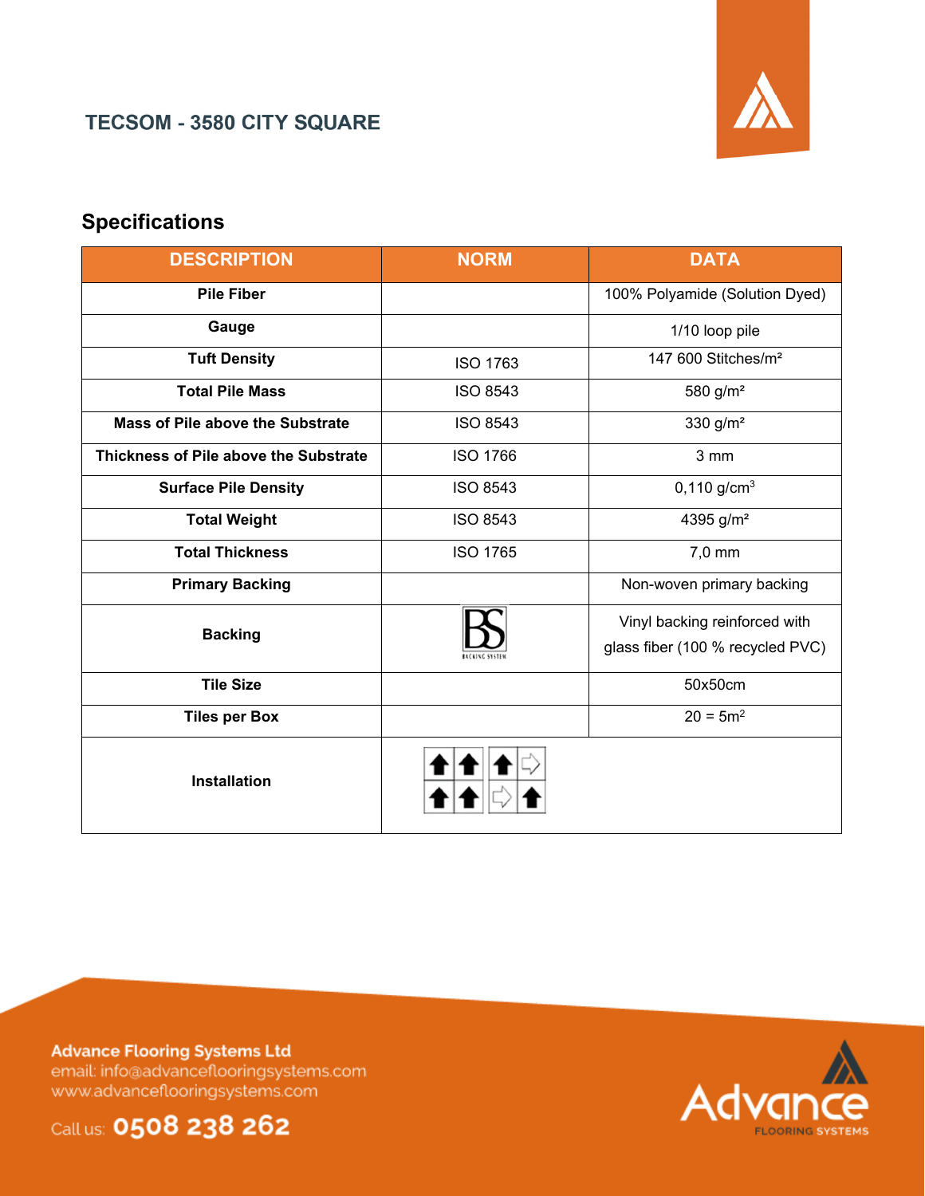# TECSOM - 3580 CITY SQUARE

## Specifications

| DESCRIPTION | NORM | DATA |
|---|---|---|
| **Pile Fiber** | | 100% Polyamide (Solution Dyed) |
| **Gauge** | | 1/10 loop pile |
| **Tuft Density** | ISO 1763 | 147 600 Stitches/m² |
| **Total Pile Mass** | ISO 8543 | 580 g/m² |
| **Mass of Pile above the Substrate** | ISO 8543 | 330 g/m² |
| **Thickness of Pile above the Substrate** | ISO 1766 | 3 mm |
| **Surface Pile Density** | ISO 8543 | 0,110 g/cm$^3$ |
| **Total Weight** | ISO 8543 | 4395 g/m² |
| **Total Thickness** | ISO 1765 | 7,0 mm |
| **Primary Backing** | | Non-woven primary backing |
| **Backing** | BS BACKING SYSTEM | Vinyl backing reinforced with glass fiber (100 % recycled PVC) |
| **Tile Size** | | 50x50cm |
| **Tiles per Box** | | 20 = 5m$^2$ |
| **Installation** | | |

Advance Flooring Systems Ltd
email: info@advanceflooringsystems.com
www.advanceflooringsystems.com

Call us: **0508 238 262**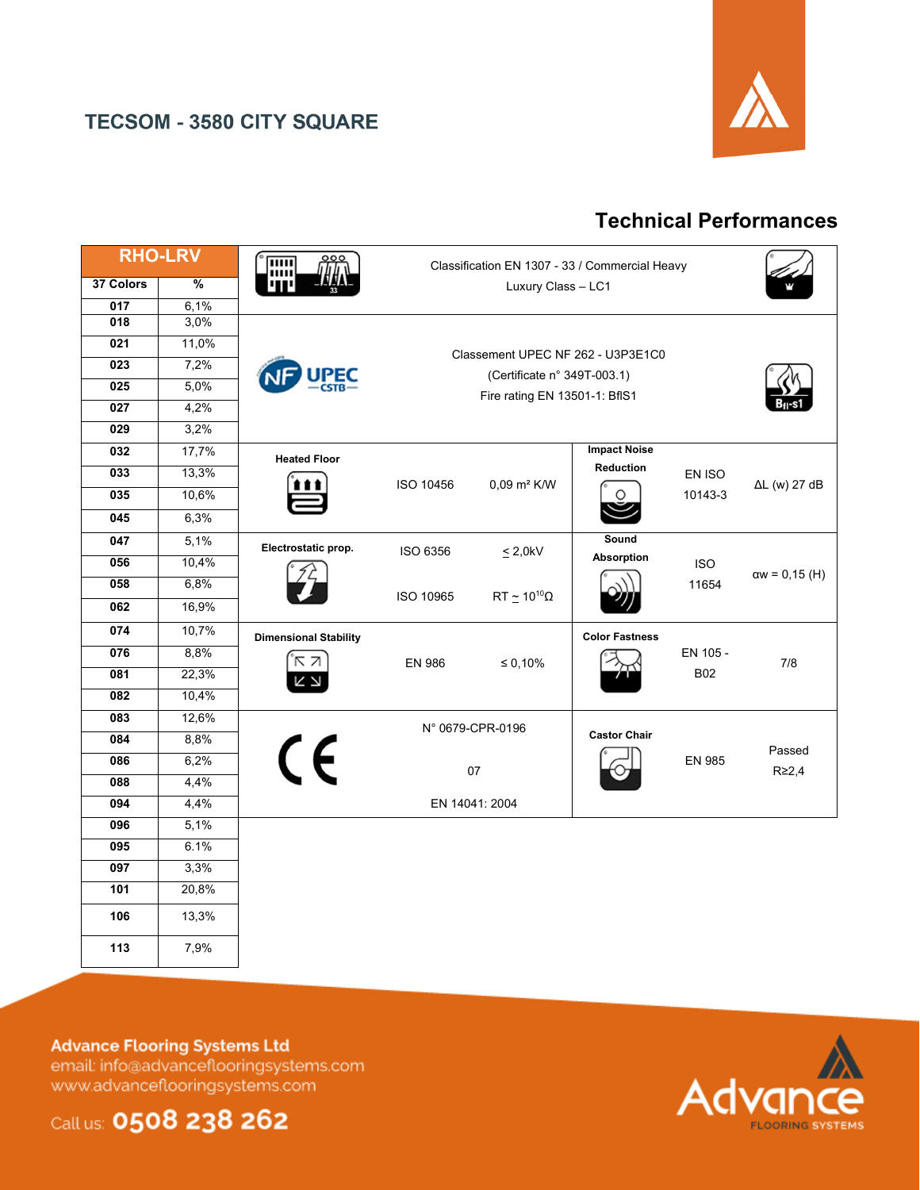# TECSOM - 3580 CITY SQUARE

## Technical Performances

| RHO-LRV | |
|---|---|
| 37 Colors | % |
| 017 | 6,1% |
| 018 | 3,0% |
| 021 | 11,0% |
| 023 | 7,2% |
| 025 | 5,0% |
| 027 | 4,2% |
| 029 | 3,2% |
| 032 | 17,7% |
| 033 | 13,3% |
| 035 | 10,6% |
| 045 | 6,3% |
| 047 | 5,1% |
| 056 | 10,4% |
| 058 | 6,8% |
| 062 | 16,9% |
| 074 | 10,7% |
| 076 | 8,8% |
| 081 | 22,3% |
| 082 | 10,4% |
| 083 | 12,6% |
| 084 | 8,8% |
| 086 | 6,2% |
| 088 | 4,4% |
| 094 | 4,4% |
| 096 | 5,1% |
| 095 | 6.1% |
| 097 | 3,3% |
| 101 | 20,8% |
| 106 | 13,3% |
| 113 | 7,9% |

Classification EN 1307 - 33 / Commercial Heavy
Luxury Class – LC1

Classement UPEC NF 262 - U3P3E1C0
(Certificate n° 349T-003.1)
Fire rating EN 13501-1: BflS1

| Property | Standard | Value | Property | Standard | Value |
|---|---|---|---|---|---|
| Heated Floor | ISO 10456 | 0,09 m² K/W | Impact Noise Reduction | EN ISO 10143-3 | ΔL (w) 27 dB |
| Electrostatic prop. | ISO 6356 | ≤ 2,0kV | Sound Absorption | ISO 11654 | αw = 0,15 (H) |
| | ISO 10965 | RT ~ $10^{10}$Ω | | | |
| Dimensional Stability | EN 986 | ≤ 0,10% | Color Fastness | EN 105 - B02 | 7/8 |
| CE | N° 0679-CPR-0196<br>07<br>EN 14041: 2004 | | Castor Chair | EN 985 | Passed R≥2,4 |

**Advance Flooring Systems Ltd**
email: info@advanceflooringsystems.com
www.advanceflooringsystems.com

Call us: **0508 238 262**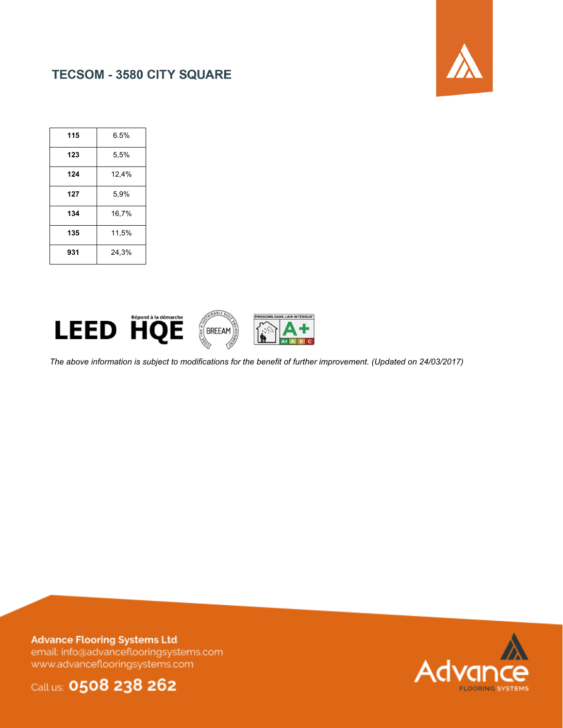## TECSOM - 3580 CITY SQUARE

| | |
|---|---|
| **115** | 6.5% |
| **123** | 5,5% |
| **124** | 12,4% |
| **127** | 5,9% |
| **134** | 16,7% |
| **135** | 11,5% |
| **931** | 24,3% |

LEED

Répond à la démarche HQE

BREEAM

ÉMISSIONS DANS L'AIR INTÉRIEUR A+

*The above information is subject to modifications for the benefit of further improvement. (Updated on 24/03/2017)*

**Advance Flooring Systems Ltd**
email: info@advanceflooringsystems.com
www.advanceflooringsystems.com

Call us: **0508 238 262**